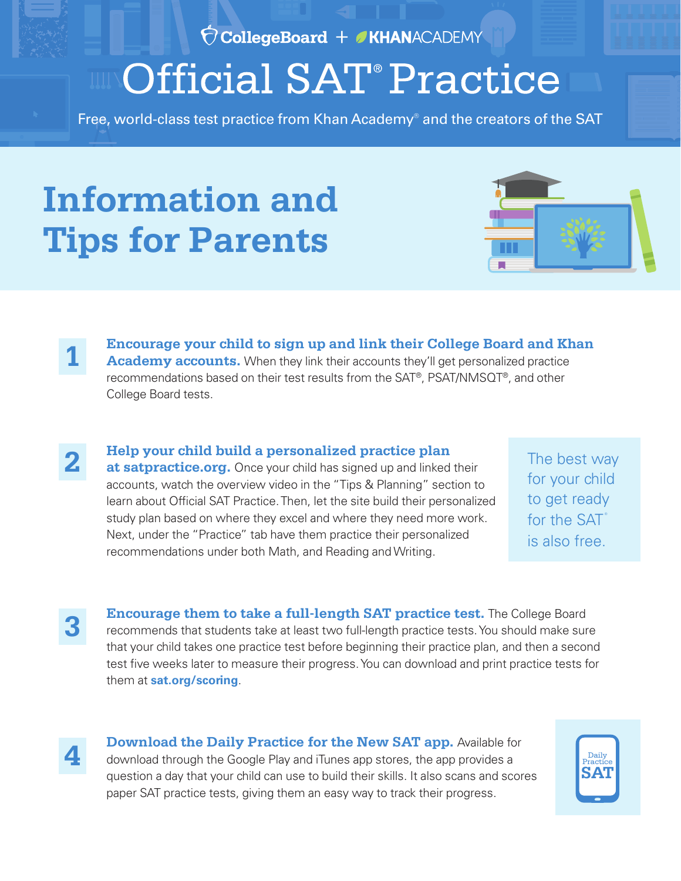CollegeBoard + KHANACADEMY

# Official SAT® Practice

Free, world-class test practice from Khan Academy® and the creators of the SAT

## Information and Tips for Parents

**1** **Encourage your child to sign up and link their College Board and Khan Academy accounts.** When they link their accounts they'll get personalized practice recommendations based on their test results from the SAT®, PSAT/NMSQT®, and other College Board tests.

**2** **Help your child build a personalized practice plan at satpractice.org.** Once your child has signed up and linked their accounts, watch the overview video in the "Tips & Planning" section to learn about Official SAT Practice. Then, let the site build their personalized study plan based on where they excel and where they need more work. Next, under the "Practice" tab have them practice their personalized recommendations under both Math, and Reading and Writing.

The best way for your child to get ready for the SAT® is also free.

**3** **Encourage them to take a full-length SAT practice test.** The College Board recommends that students take at least two full-length practice tests. You should make sure that your child takes one practice test before beginning their practice plan, and then a second test five weeks later to measure their progress. You can download and print practice tests for them at **sat.org/scoring**.

**4** **Download the Daily Practice for the New SAT app.** Available for download through the Google Play and iTunes app stores, the app provides a question a day that your child can use to build their skills. It also scans and scores paper SAT practice tests, giving them an easy way to track their progress.

Daily Practice SAT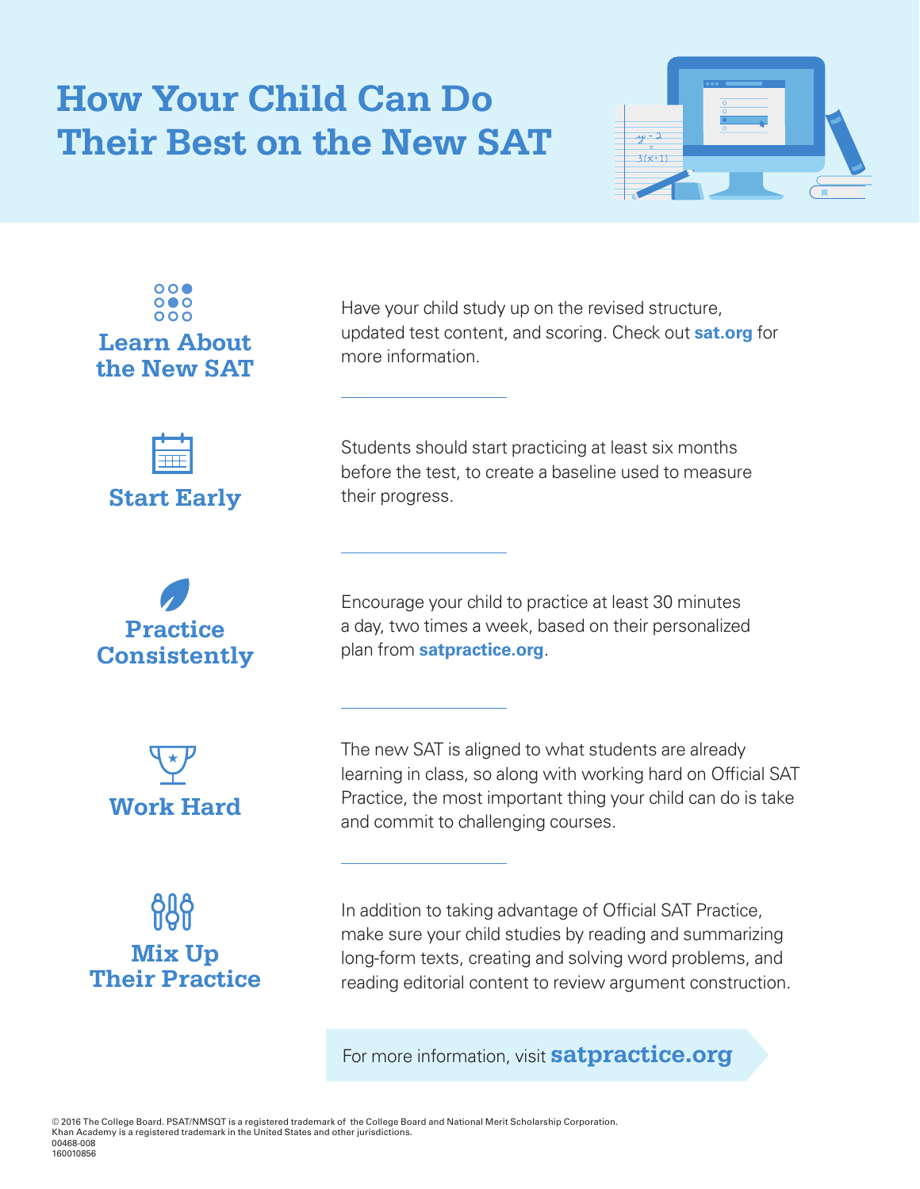# How Your Child Can Do Their Best on the New SAT

## Learn About the New SAT

Have your child study up on the revised structure, updated test content, and scoring. Check out **sat.org** for more information.

## Start Early

Students should start practicing at least six months before the test, to create a baseline used to measure their progress.

## Practice Consistently

Encourage your child to practice at least 30 minutes a day, two times a week, based on their personalized plan from **satpractice.org**.

## Work Hard

The new SAT is aligned to what students are already learning in class, so along with working hard on Official SAT Practice, the most important thing your child can do is take and commit to challenging courses.

## Mix Up Their Practice

In addition to taking advantage of Official SAT Practice, make sure your child studies by reading and summarizing long-form texts, creating and solving word problems, and reading editorial content to review argument construction.

For more information, visit **satpractice.org**

© 2016 The College Board. PSAT/NMSQT is a registered trademark of the College Board and National Merit Scholarship Corporation.
Khan Academy is a registered trademark in the United States and other jurisdictions.
00468-008
160010856